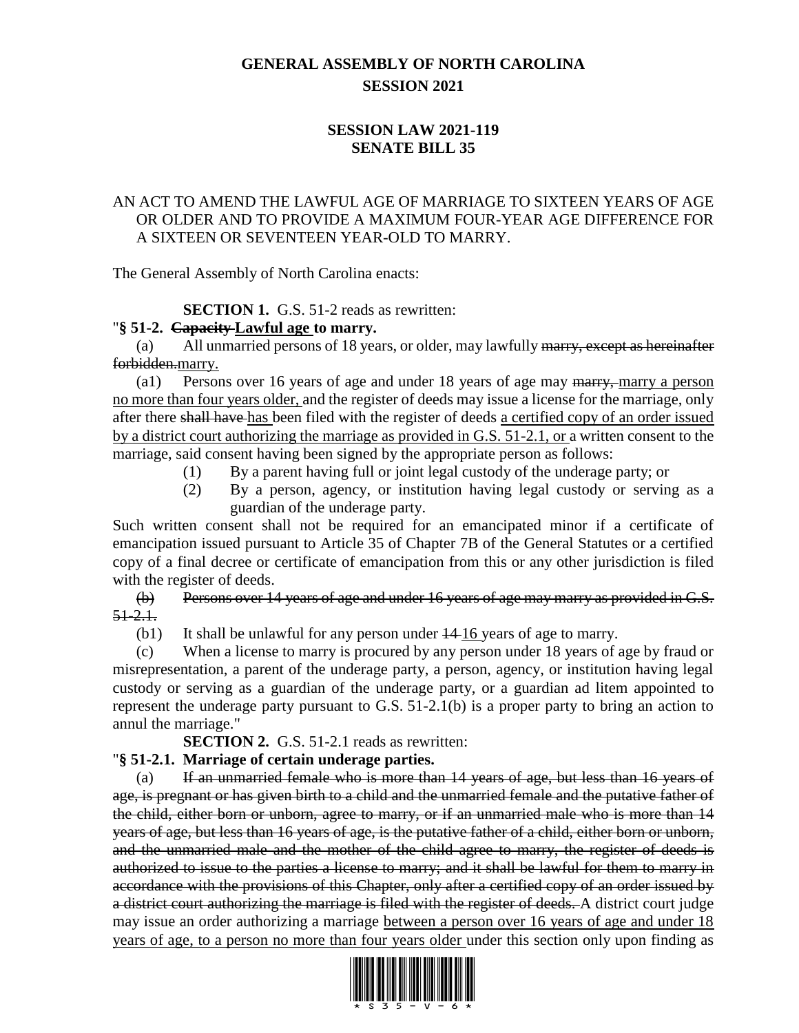# GENERAL ASSEMBLY OF NORTH CAROLINA
## SESSION 2021

## SESSION LAW 2021-119
## SENATE BILL 35

AN ACT TO AMEND THE LAWFUL AGE OF MARRIAGE TO SIXTEEN YEARS OF AGE OR OLDER AND TO PROVIDE A MAXIMUM FOUR-YEAR AGE DIFFERENCE FOR A SIXTEEN OR SEVENTEEN YEAR-OLD TO MARRY.

The General Assembly of North Carolina enacts:

**SECTION 1.** G.S. 51-2 reads as rewritten:

"**§ 51-2. ~~Capacity~~ <u>Lawful age</u> to marry.**

(a) All unmarried persons of 18 years, or older, may lawfully ~~marry, except as hereinafter forbidden.~~<u>marry.</u>

(a1) Persons over 16 years of age and under 18 years of age may ~~marry,~~ <u>marry a person no more than four years older,</u> and the register of deeds may issue a license for the marriage, only after there ~~shall have~~ <u>has</u> been filed with the register of deeds <u>a certified copy of an order issued by a district court authorizing the marriage as provided in G.S. 51-2.1, or</u> a written consent to the marriage, said consent having been signed by the appropriate person as follows:

(1) By a parent having full or joint legal custody of the underage party; or

(2) By a person, agency, or institution having legal custody or serving as a guardian of the underage party.

Such written consent shall not be required for an emancipated minor if a certificate of emancipation issued pursuant to Article 35 of Chapter 7B of the General Statutes or a certified copy of a final decree or certificate of emancipation from this or any other jurisdiction is filed with the register of deeds.

~~(b) Persons over 14 years of age and under 16 years of age may marry as provided in G.S. 51-2.1.~~

(b1) It shall be unlawful for any person under ~~14~~ <u>16</u> years of age to marry.

(c) When a license to marry is procured by any person under 18 years of age by fraud or misrepresentation, a parent of the underage party, a person, agency, or institution having legal custody or serving as a guardian of the underage party, or a guardian ad litem appointed to represent the underage party pursuant to G.S. 51-2.1(b) is a proper party to bring an action to annul the marriage."

**SECTION 2.** G.S. 51-2.1 reads as rewritten:

"**§ 51-2.1. Marriage of certain underage parties.**

(a) ~~If an unmarried female who is more than 14 years of age, but less than 16 years of age, is pregnant or has given birth to a child and the unmarried female and the putative father of the child, either born or unborn, agree to marry, or if an unmarried male who is more than 14 years of age, but less than 16 years of age, is the putative father of a child, either born or unborn, and the unmarried male and the mother of the child agree to marry, the register of deeds is authorized to issue to the parties a license to marry; and it shall be lawful for them to marry in accordance with the provisions of this Chapter, only after a certified copy of an order issued by a district court authorizing the marriage is filed with the register of deeds.~~ A district court judge may issue an order authorizing a marriage <u>between a person over 16 years of age and under 18 years of age, to a person no more than four years older</u> under this section only upon finding as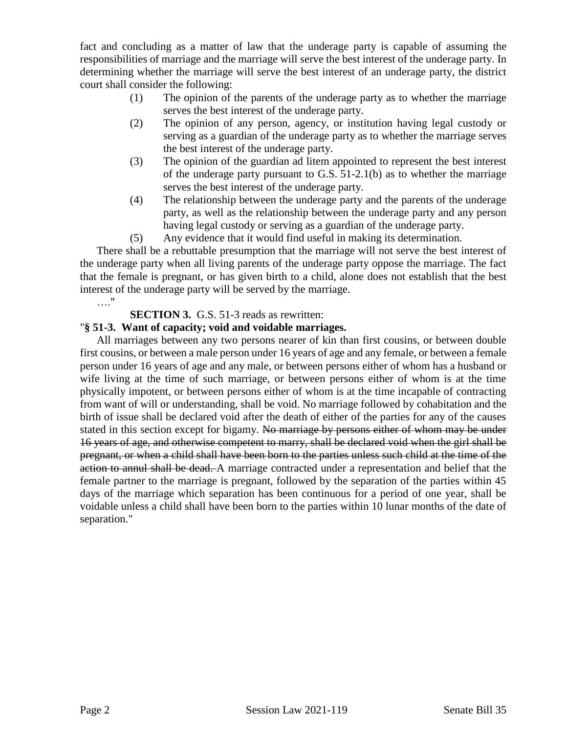fact and concluding as a matter of law that the underage party is capable of assuming the responsibilities of marriage and the marriage will serve the best interest of the underage party. In determining whether the marriage will serve the best interest of an underage party, the district court shall consider the following:

(1) The opinion of the parents of the underage party as to whether the marriage serves the best interest of the underage party.

(2) The opinion of any person, agency, or institution having legal custody or serving as a guardian of the underage party as to whether the marriage serves the best interest of the underage party.

(3) The opinion of the guardian ad litem appointed to represent the best interest of the underage party pursuant to G.S. 51-2.1(b) as to whether the marriage serves the best interest of the underage party.

(4) The relationship between the underage party and the parents of the underage party, as well as the relationship between the underage party and any person having legal custody or serving as a guardian of the underage party.

(5) Any evidence that it would find useful in making its determination.

There shall be a rebuttable presumption that the marriage will not serve the best interest of the underage party when all living parents of the underage party oppose the marriage. The fact that the female is pregnant, or has given birth to a child, alone does not establish that the best interest of the underage party will be served by the marriage.

…."

**SECTION 3.** G.S. 51-3 reads as rewritten:

"**§ 51-3. Want of capacity; void and voidable marriages.**

All marriages between any two persons nearer of kin than first cousins, or between double first cousins, or between a male person under 16 years of age and any female, or between a female person under 16 years of age and any male, or between persons either of whom has a husband or wife living at the time of such marriage, or between persons either of whom is at the time physically impotent, or between persons either of whom is at the time incapable of contracting from want of will or understanding, shall be void. No marriage followed by cohabitation and the birth of issue shall be declared void after the death of either of the parties for any of the causes stated in this section except for bigamy. ~~No marriage by persons either of whom may be under 16 years of age, and otherwise competent to marry, shall be declared void when the girl shall be pregnant, or when a child shall have been born to the parties unless such child at the time of the action to annul shall be dead.~~ A marriage contracted under a representation and belief that the female partner to the marriage is pregnant, followed by the separation of the parties within 45 days of the marriage which separation has been continuous for a period of one year, shall be voidable unless a child shall have been born to the parties within 10 lunar months of the date of separation."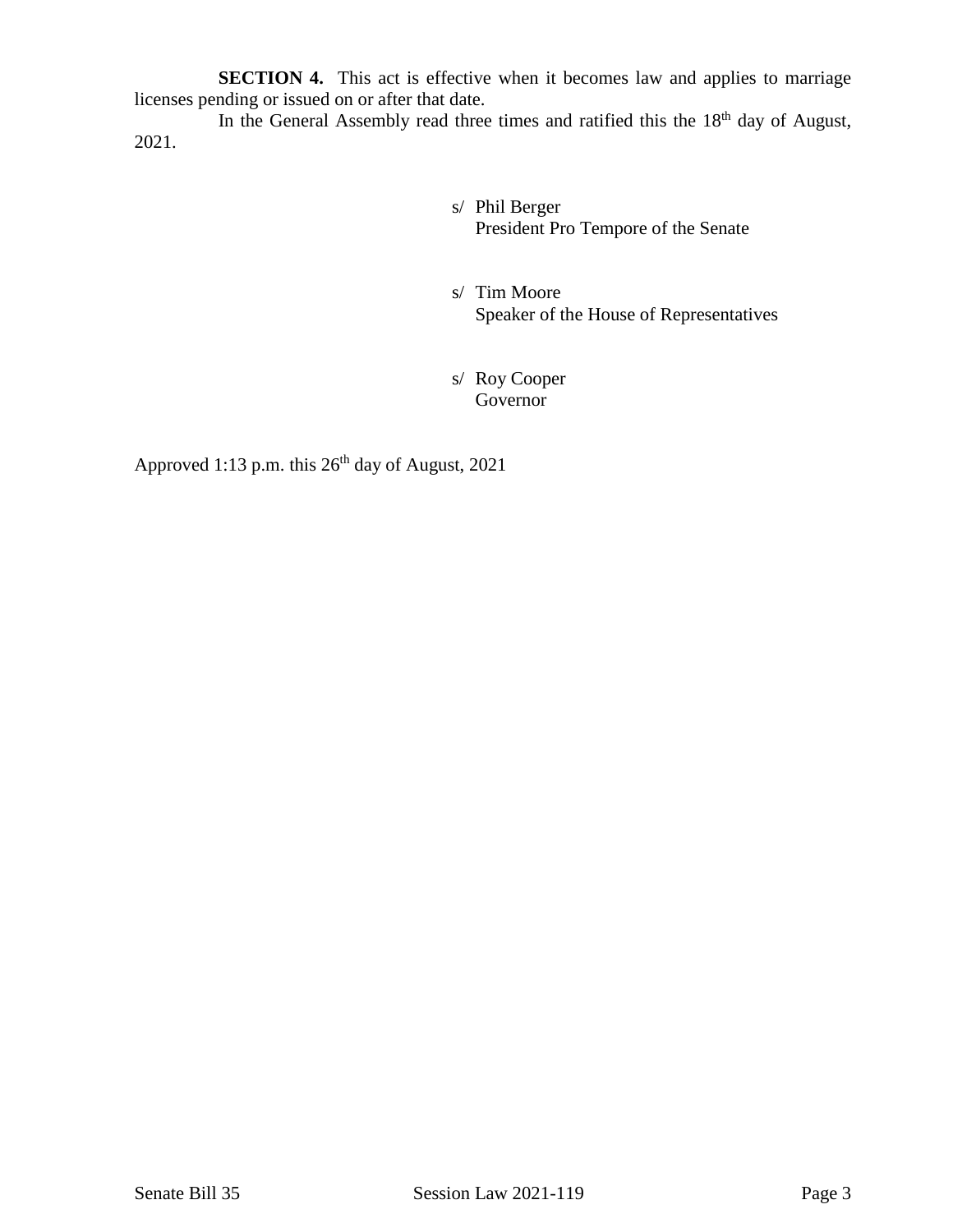**SECTION 4.** This act is effective when it becomes law and applies to marriage licenses pending or issued on or after that date.

In the General Assembly read three times and ratified this the 18th day of August, 2021.

s/ Phil Berger
President Pro Tempore of the Senate

s/ Tim Moore
Speaker of the House of Representatives

s/ Roy Cooper
Governor

Approved 1:13 p.m. this 26th day of August, 2021